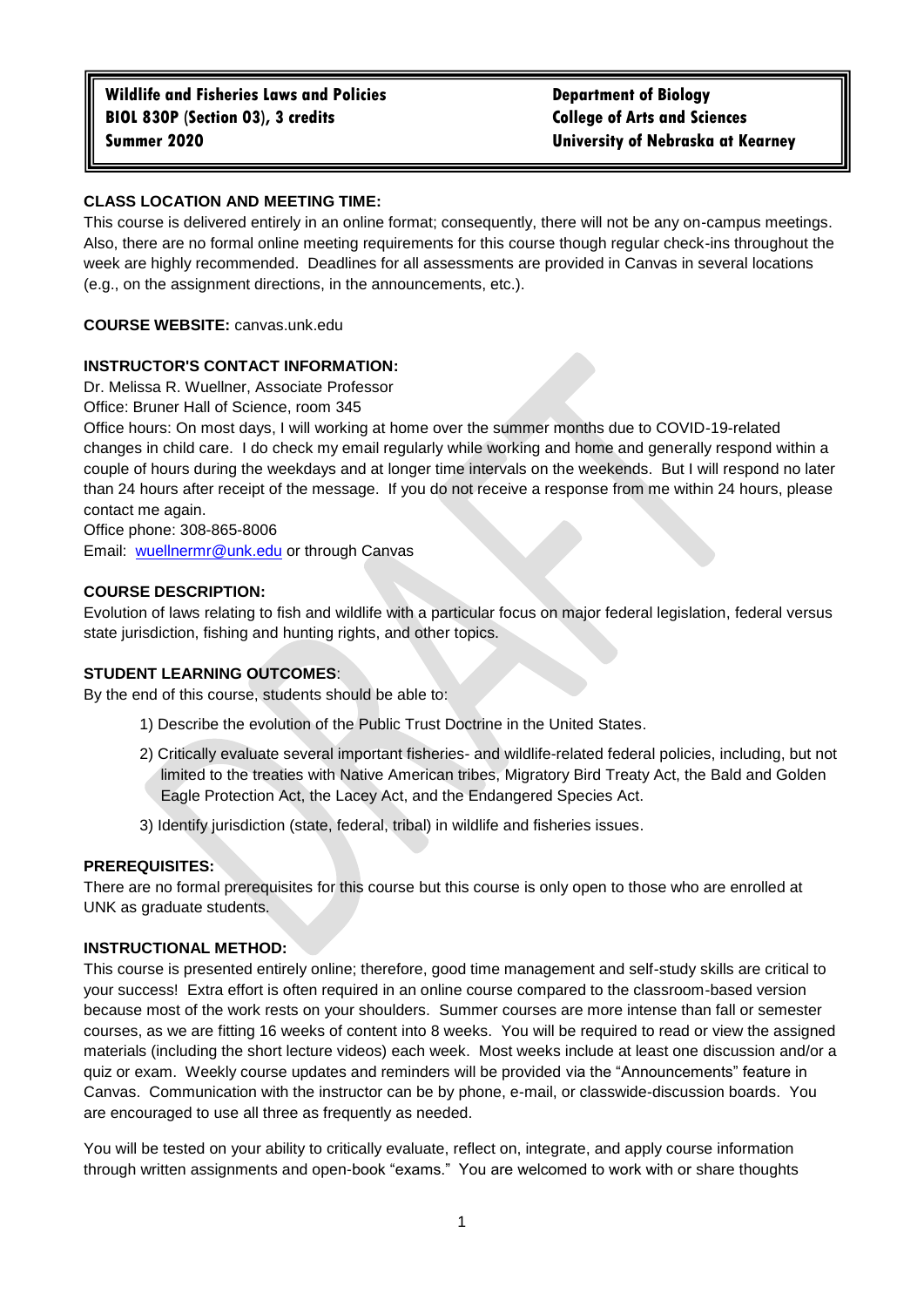**Wildlife and Fisheries Laws and Policies**
**BIOL 830P (Section 03), 3 credits**
**Summer 2020**

**Department of Biology**
**College of Arts and Sciences**
**University of Nebraska at Kearney**

**CLASS LOCATION AND MEETING TIME:**

This course is delivered entirely in an online format; consequently, there will not be any on-campus meetings. Also, there are no formal online meeting requirements for this course though regular check-ins throughout the week are highly recommended. Deadlines for all assessments are provided in Canvas in several locations (e.g., on the assignment directions, in the announcements, etc.).

**COURSE WEBSITE:** canvas.unk.edu

**INSTRUCTOR'S CONTACT INFORMATION:**

Dr. Melissa R. Wuellner, Associate Professor
Office: Bruner Hall of Science, room 345
Office hours: On most days, I will working at home over the summer months due to COVID-19-related changes in child care. I do check my email regularly while working and home and generally respond within a couple of hours during the weekdays and at longer time intervals on the weekends. But I will respond no later than 24 hours after receipt of the message. If you do not receive a response from me within 24 hours, please contact me again.
Office phone: 308-865-8006
Email: wuellnermr@unk.edu or through Canvas

**COURSE DESCRIPTION:**

Evolution of laws relating to fish and wildlife with a particular focus on major federal legislation, federal versus state jurisdiction, fishing and hunting rights, and other topics.

**STUDENT LEARNING OUTCOMES**:

By the end of this course, students should be able to:

1) Describe the evolution of the Public Trust Doctrine in the United States.
2) Critically evaluate several important fisheries- and wildlife-related federal policies, including, but not limited to the treaties with Native American tribes, Migratory Bird Treaty Act, the Bald and Golden Eagle Protection Act, the Lacey Act, and the Endangered Species Act.
3) Identify jurisdiction (state, federal, tribal) in wildlife and fisheries issues.

**PREREQUISITES:**

There are no formal prerequisites for this course but this course is only open to those who are enrolled at UNK as graduate students.

**INSTRUCTIONAL METHOD:**

This course is presented entirely online; therefore, good time management and self-study skills are critical to your success! Extra effort is often required in an online course compared to the classroom-based version because most of the work rests on your shoulders. Summer courses are more intense than fall or semester courses, as we are fitting 16 weeks of content into 8 weeks. You will be required to read or view the assigned materials (including the short lecture videos) each week. Most weeks include at least one discussion and/or a quiz or exam. Weekly course updates and reminders will be provided via the "Announcements" feature in Canvas. Communication with the instructor can be by phone, e-mail, or classwide-discussion boards. You are encouraged to use all three as frequently as needed.

You will be tested on your ability to critically evaluate, reflect on, integrate, and apply course information through written assignments and open-book "exams." You are welcomed to work with or share thoughts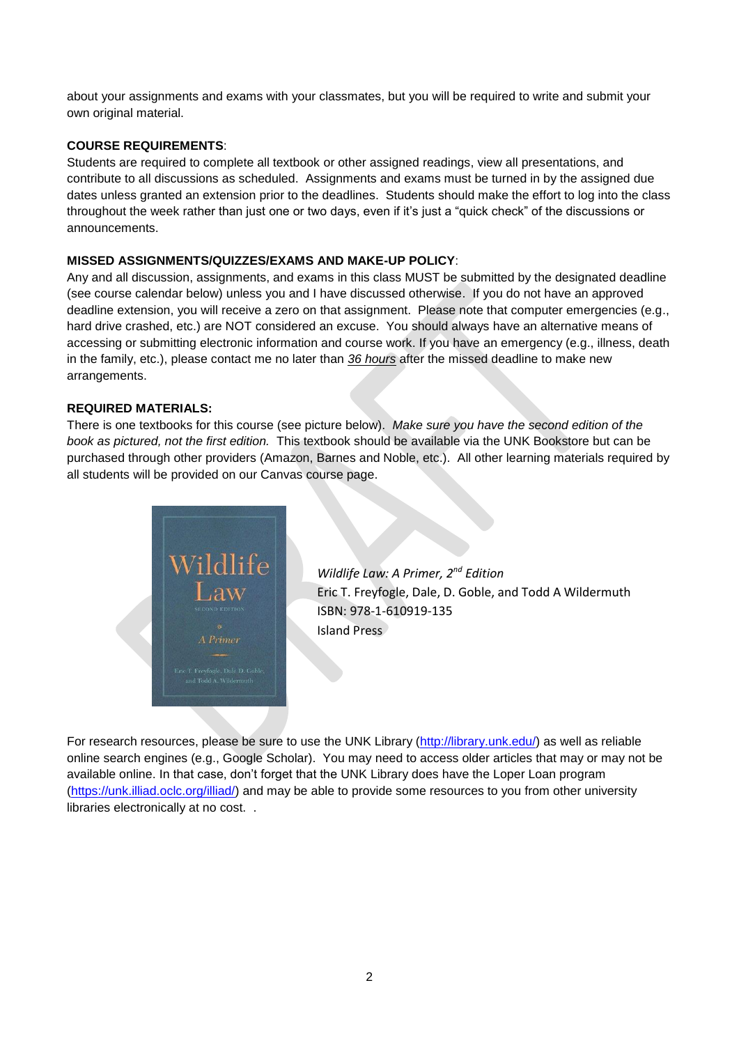about your assignments and exams with your classmates, but you will be required to write and submit your own original material.

**COURSE REQUIREMENTS**:

Students are required to complete all textbook or other assigned readings, view all presentations, and contribute to all discussions as scheduled. Assignments and exams must be turned in by the assigned due dates unless granted an extension prior to the deadlines. Students should make the effort to log into the class throughout the week rather than just one or two days, even if it's just a "quick check" of the discussions or announcements.

**MISSED ASSIGNMENTS/QUIZZES/EXAMS AND MAKE-UP POLICY**:

Any and all discussion, assignments, and exams in this class MUST be submitted by the designated deadline (see course calendar below) unless you and I have discussed otherwise. If you do not have an approved deadline extension, you will receive a zero on that assignment. Please note that computer emergencies (e.g., hard drive crashed, etc.) are NOT considered an excuse. You should always have an alternative means of accessing or submitting electronic information and course work. If you have an emergency (e.g., illness, death in the family, etc.), please contact me no later than ***36 hours*** after the missed deadline to make new arrangements.

**REQUIRED MATERIALS:**

There is one textbooks for this course (see picture below). *Make sure you have the second edition of the book as pictured, not the first edition.* This textbook should be available via the UNK Bookstore but can be purchased through other providers (Amazon, Barnes and Noble, etc.). All other learning materials required by all students will be provided on our Canvas course page.

*Wildlife Law: A Primer, 2nd Edition*
Eric T. Freyfogle, Dale, D. Goble, and Todd A Wildermuth
ISBN: 978-1-610919-135
Island Press

For research resources, please be sure to use the UNK Library (http://library.unk.edu/) as well as reliable online search engines (e.g., Google Scholar). You may need to access older articles that may or may not be available online. In that case, don't forget that the UNK Library does have the Loper Loan program (https://unk.illiad.oclc.org/illiad/) and may be able to provide some resources to you from other university libraries electronically at no cost. .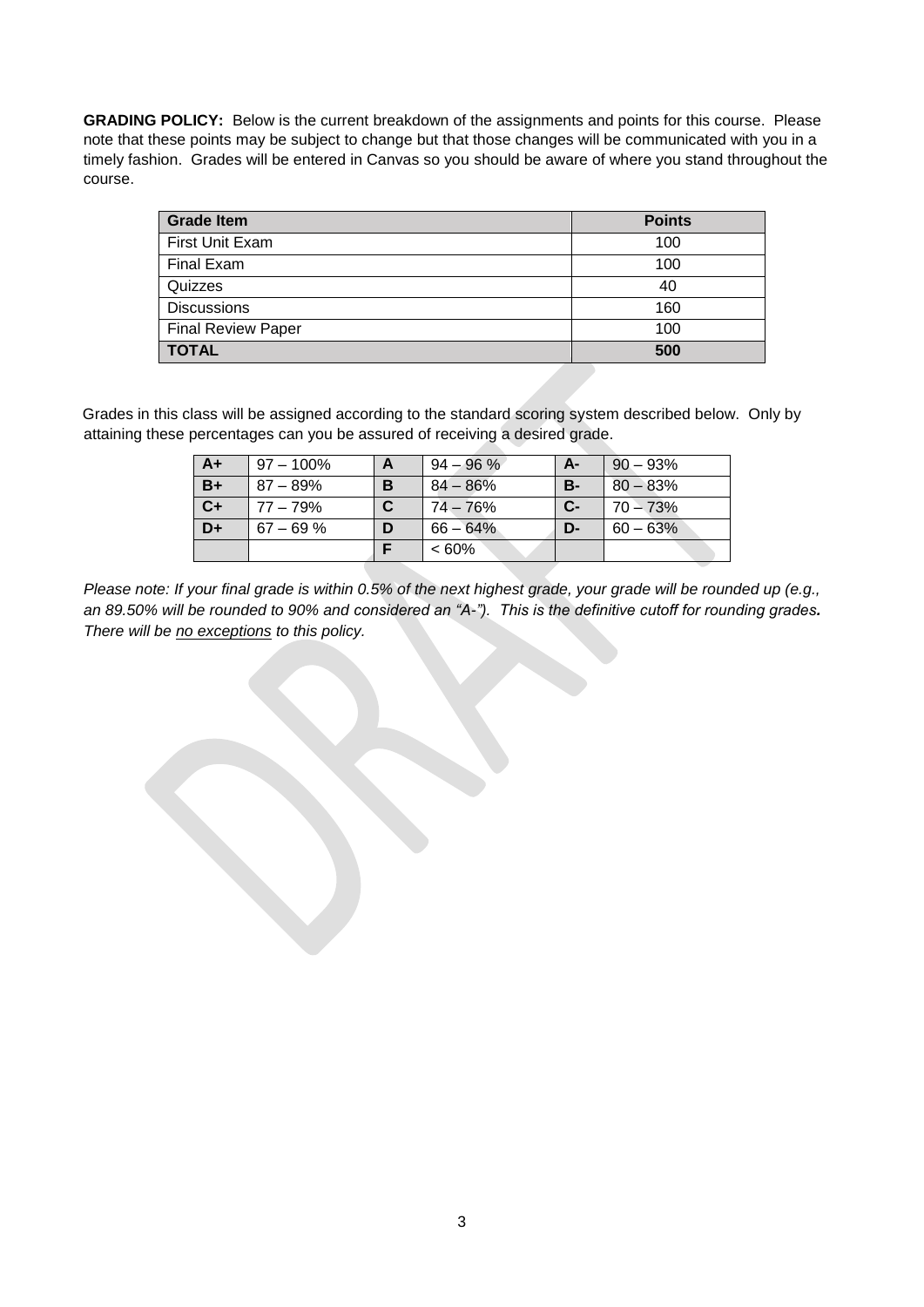**GRADING POLICY:** Below is the current breakdown of the assignments and points for this course. Please note that these points may be subject to change but that those changes will be communicated with you in a timely fashion. Grades will be entered in Canvas so you should be aware of where you stand throughout the course.

| Grade Item | Points |
|---|---|
| First Unit Exam | 100 |
| Final Exam | 100 |
| Quizzes | 40 |
| Discussions | 160 |
| Final Review Paper | 100 |
| **TOTAL** | **500** |

Grades in this class will be assigned according to the standard scoring system described below. Only by attaining these percentages can you be assured of receiving a desired grade.

| | | | | | |
|---|---|---|---|---|---|
| **A+** | 97 – 100% | **A** | 94 – 96 % | **A-** | 90 – 93% |
| **B+** | 87 – 89% | **B** | 84 – 86% | **B-** | 80 – 83% |
| **C+** | 77 – 79% | **C** | 74 – 76% | **C-** | 70 – 73% |
| **D+** | 67 – 69 % | **D** | 66 – 64% | **D-** | 60 – 63% |
| | | **F** | < 60% | | |

*Please note: If your final grade is within 0.5% of the next highest grade, your grade will be rounded up (e.g., an 89.50% will be rounded to 90% and considered an "A-"). This is the definitive cutoff for rounding grades**.** There will be no exceptions to this policy.*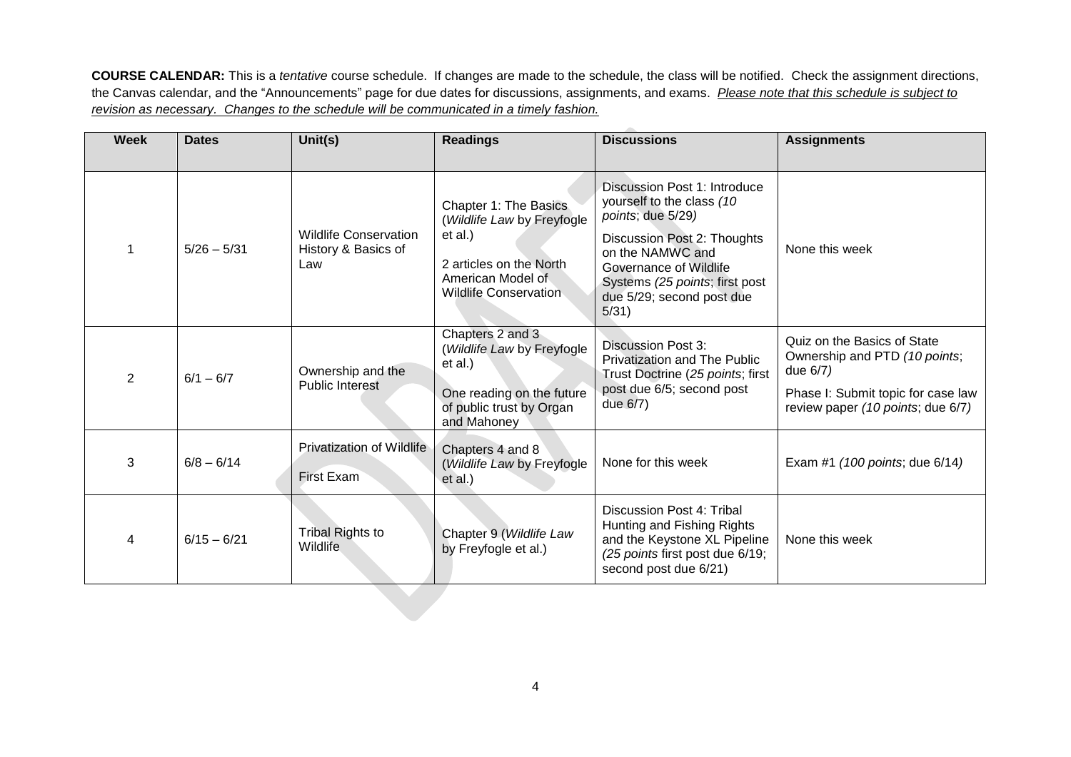**COURSE CALENDAR:** This is a *tentative* course schedule. If changes are made to the schedule, the class will be notified. Check the assignment directions, the Canvas calendar, and the "Announcements" page for due dates for discussions, assignments, and exams. *Please note that this schedule is subject to revision as necessary. Changes to the schedule will be communicated in a timely fashion.*

| Week | Dates | Unit(s) | Readings | Discussions | Assignments |
|---|---|---|---|---|---|
| 1 | 5/26 – 5/31 | Wildlife Conservation History & Basics of Law | Chapter 1: The Basics (*Wildlife Law* by Freyfogle et al.)<br><br>2 articles on the North American Model of Wildlife Conservation | Discussion Post 1: Introduce yourself to the class *(10 points*; due 5/29*)*<br><br>Discussion Post 2: Thoughts on the NAMWC and Governance of Wildlife Systems *(25 points*; first post due 5/29; second post due 5/31) | None this week |
| 2 | 6/1 – 6/7 | Ownership and the Public Interest | Chapters 2 and 3 (*Wildlife Law* by Freyfogle et al.)<br><br>One reading on the future of public trust by Organ and Mahoney | Discussion Post 3: Privatization and The Public Trust Doctrine (*25 points*; first post due 6/5; second post due 6/7) | Quiz on the Basics of State Ownership and PTD *(10 points*; due 6/7*)*<br><br>Phase I: Submit topic for case law review paper *(10 points*; due 6/7*)* |
| 3 | 6/8 – 6/14 | Privatization of Wildlife<br><br>First Exam | Chapters 4 and 8 (*Wildlife Law* by Freyfogle et al.) | None for this week | Exam #1 *(100 points*; due 6/14*)* |
| 4 | 6/15 – 6/21 | Tribal Rights to Wildlife | Chapter 9 (*Wildlife Law* by Freyfogle et al.) | Discussion Post 4: Tribal Hunting and Fishing Rights and the Keystone XL Pipeline *(25 points* first post due 6/19; second post due 6/21) | None this week |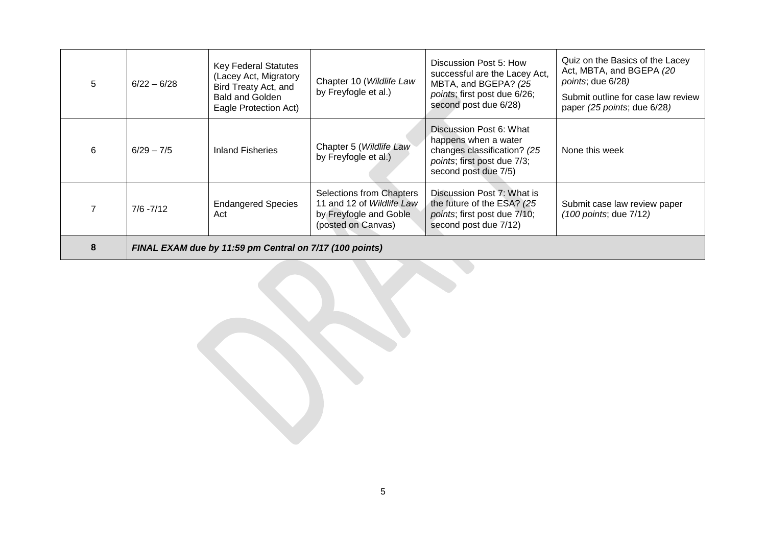| 5 | 6/22 – 6/28 | Key Federal Statutes (Lacey Act, Migratory Bird Treaty Act, and Bald and Golden Eagle Protection Act) | Chapter 10 (*Wildlife Law* by Freyfogle et al.) | Discussion Post 5: How successful are the Lacey Act, MBTA, and BGEPA? *(25 points*; first post due 6/26; second post due 6/28) | Quiz on the Basics of the Lacey Act, MBTA, and BGEPA *(20 points*; due 6/28*)*<br>Submit outline for case law review paper *(25 points*; due 6/28*)* |
|---|---|---|---|---|---|
| 6 | 6/29 – 7/5 | Inland Fisheries | Chapter 5 (*Wildlife Law* by Freyfogle et al.) | Discussion Post 6: What happens when a water changes classification? *(25 points*; first post due 7/3; second post due 7/5) | None this week |
| 7 | 7/6 -7/12 | Endangered Species Act | Selections from Chapters 11 and 12 of *Wildlife Law* by Freyfogle and Goble (posted on Canvas) | Discussion Post 7: What is the future of the ESA? *(25 points*; first post due 7/10; second post due 7/12) | Submit case law review paper *(100 points*; due 7/12*)* |
| **8** | ***FINAL EXAM due by 11:59 pm Central on 7/17 (100 points)*** | | | | |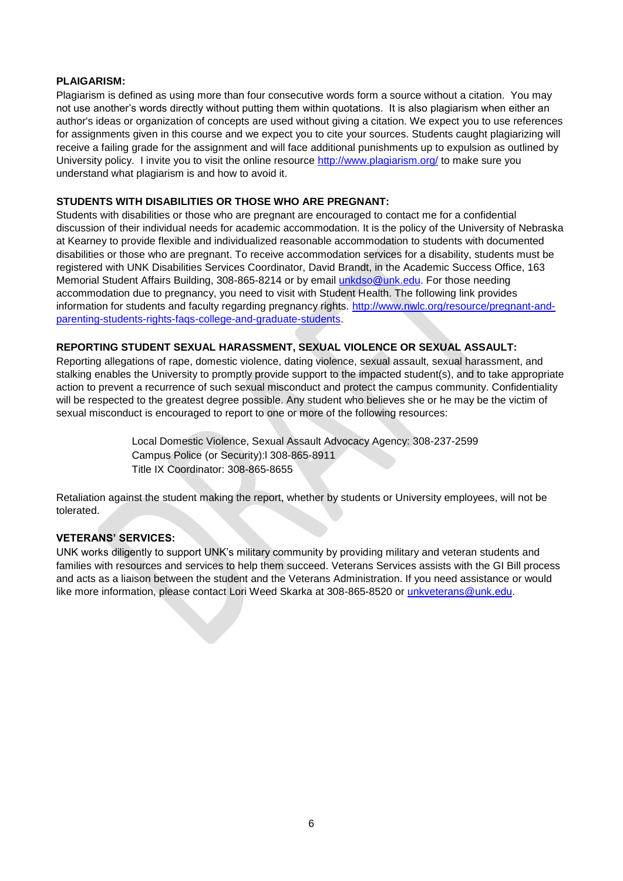**PLAIGARISM:**

Plagiarism is defined as using more than four consecutive words form a source without a citation. You may not use another's words directly without putting them within quotations. It is also plagiarism when either an author's ideas or organization of concepts are used without giving a citation. We expect you to use references for assignments given in this course and we expect you to cite your sources. Students caught plagiarizing will receive a failing grade for the assignment and will face additional punishments up to expulsion as outlined by University policy. I invite you to visit the online resource http://www.plagiarism.org/ to make sure you understand what plagiarism is and how to avoid it.

**STUDENTS WITH DISABILITIES OR THOSE WHO ARE PREGNANT:**

Students with disabilities or those who are pregnant are encouraged to contact me for a confidential discussion of their individual needs for academic accommodation. It is the policy of the University of Nebraska at Kearney to provide flexible and individualized reasonable accommodation to students with documented disabilities or those who are pregnant. To receive accommodation services for a disability, students must be registered with UNK Disabilities Services Coordinator, David Brandt, in the Academic Success Office, 163 Memorial Student Affairs Building, 308-865-8214 or by email unkdso@unk.edu. For those needing accommodation due to pregnancy, you need to visit with Student Health. The following link provides information for students and faculty regarding pregnancy rights. http://www.nwlc.org/resource/pregnant-and-parenting-students-rights-faqs-college-and-graduate-students.

**REPORTING STUDENT SEXUAL HARASSMENT, SEXUAL VIOLENCE OR SEXUAL ASSAULT:**

Reporting allegations of rape, domestic violence, dating violence, sexual assault, sexual harassment, and stalking enables the University to promptly provide support to the impacted student(s), and to take appropriate action to prevent a recurrence of such sexual misconduct and protect the campus community. Confidentiality will be respected to the greatest degree possible. Any student who believes she or he may be the victim of sexual misconduct is encouraged to report to one or more of the following resources:

Local Domestic Violence, Sexual Assault Advocacy Agency: 308-237-2599
Campus Police (or Security):l 308-865-8911
Title IX Coordinator: 308-865-8655

Retaliation against the student making the report, whether by students or University employees, will not be tolerated.

**VETERANS' SERVICES:**

UNK works diligently to support UNK's military community by providing military and veteran students and families with resources and services to help them succeed. Veterans Services assists with the GI Bill process and acts as a liaison between the student and the Veterans Administration. If you need assistance or would like more information, please contact Lori Weed Skarka at 308-865-8520 or unkveterans@unk.edu.